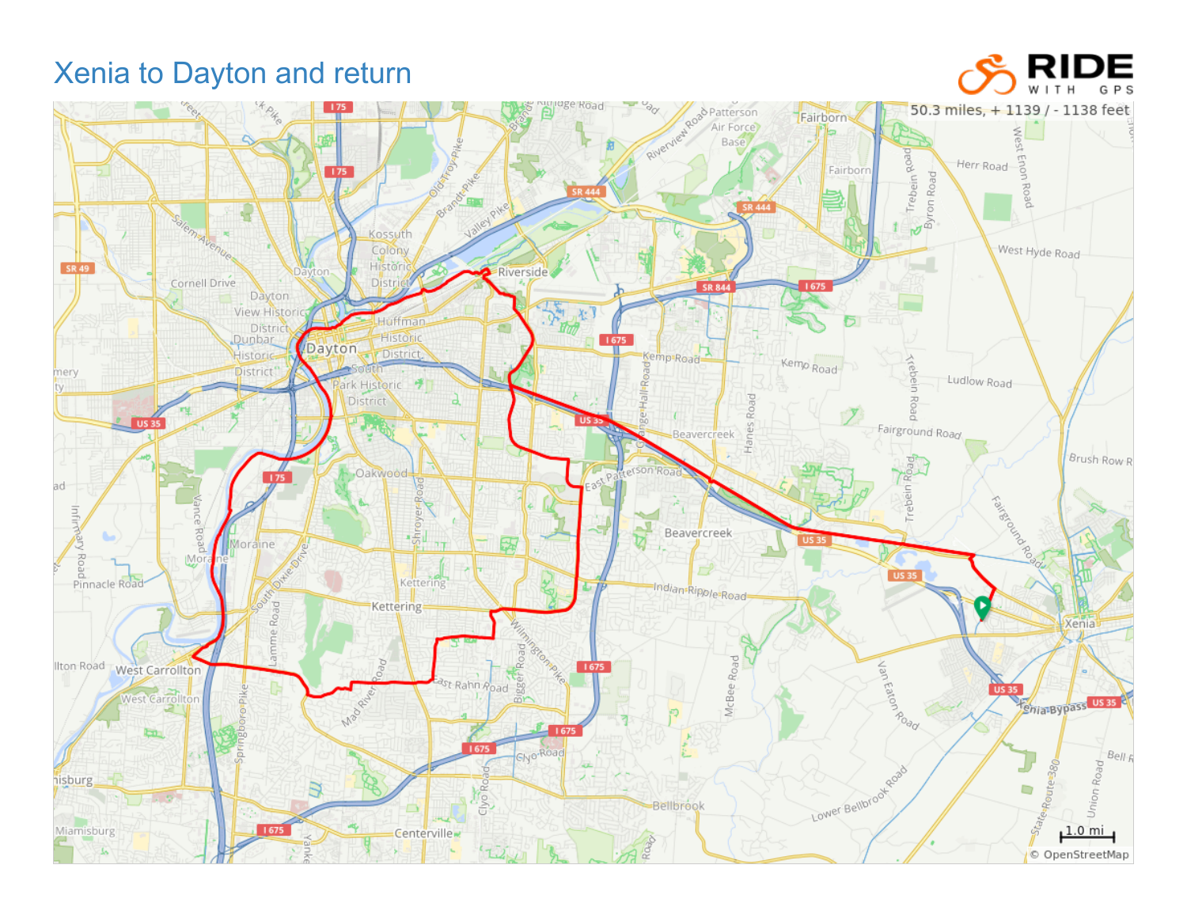# Xenia to Dayton and return

50.3 miles, + 1139 / - 1138 feet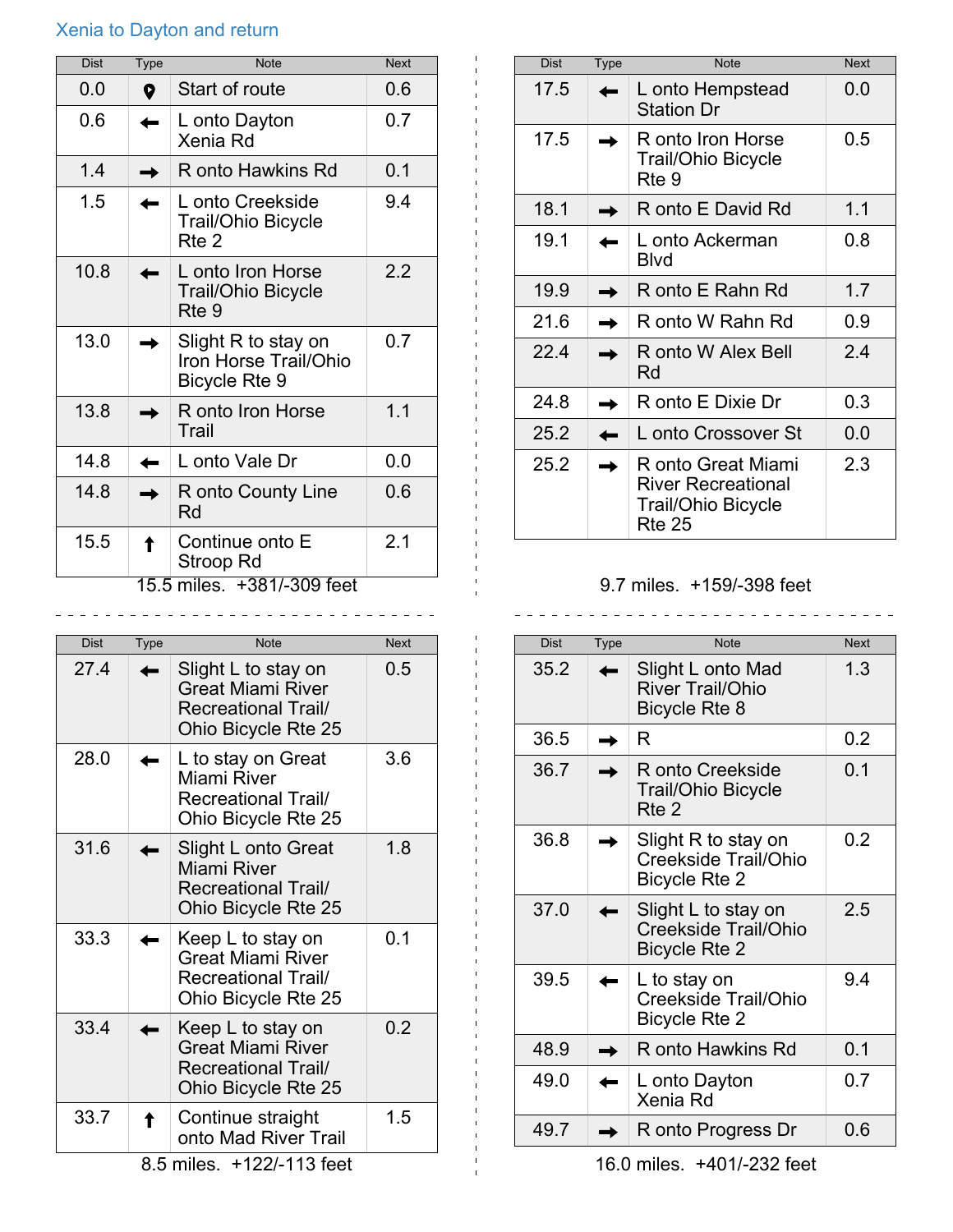## Xenia to Dayton and return

| Dist | Type | Note | Next |
|---|---|---|---|
| 0.0 | 📍 | Start of route | 0.6 |
| 0.6 | ← | L onto Dayton Xenia Rd | 0.7 |
| 1.4 | → | R onto Hawkins Rd | 0.1 |
| 1.5 | ← | L onto Creekside Trail/Ohio Bicycle Rte 2 | 9.4 |
| 10.8 | ← | L onto Iron Horse Trail/Ohio Bicycle Rte 9 | 2.2 |
| 13.0 | → | Slight R to stay on Iron Horse Trail/Ohio Bicycle Rte 9 | 0.7 |
| 13.8 | → | R onto Iron Horse Trail | 1.1 |
| 14.8 | ← | L onto Vale Dr | 0.0 |
| 14.8 | → | R onto County Line Rd | 0.6 |
| 15.5 | ↑ | Continue onto E Stroop Rd | 2.1 |

15.5 miles. +381/-309 feet

| Dist | Type | Note | Next |
|---|---|---|---|
| 17.5 | ← | L onto Hempstead Station Dr | 0.0 |
| 17.5 | → | R onto Iron Horse Trail/Ohio Bicycle Rte 9 | 0.5 |
| 18.1 | → | R onto E David Rd | 1.1 |
| 19.1 | ← | L onto Ackerman Blvd | 0.8 |
| 19.9 | → | R onto E Rahn Rd | 1.7 |
| 21.6 | → | R onto W Rahn Rd | 0.9 |
| 22.4 | → | R onto W Alex Bell Rd | 2.4 |
| 24.8 | → | R onto E Dixie Dr | 0.3 |
| 25.2 | ← | L onto Crossover St | 0.0 |
| 25.2 | → | R onto Great Miami River Recreational Trail/Ohio Bicycle Rte 25 | 2.3 |

9.7 miles. +159/-398 feet

| Dist | Type | Note | Next |
|---|---|---|---|
| 27.4 | ← | Slight L to stay on Great Miami River Recreational Trail/ Ohio Bicycle Rte 25 | 0.5 |
| 28.0 | ← | L to stay on Great Miami River Recreational Trail/ Ohio Bicycle Rte 25 | 3.6 |
| 31.6 | ← | Slight L onto Great Miami River Recreational Trail/ Ohio Bicycle Rte 25 | 1.8 |
| 33.3 | ← | Keep L to stay on Great Miami River Recreational Trail/ Ohio Bicycle Rte 25 | 0.1 |
| 33.4 | ← | Keep L to stay on Great Miami River Recreational Trail/ Ohio Bicycle Rte 25 | 0.2 |
| 33.7 | ↑ | Continue straight onto Mad River Trail | 1.5 |

8.5 miles. +122/-113 feet

| Dist | Type | Note | Next |
|---|---|---|---|
| 35.2 | ← | Slight L onto Mad River Trail/Ohio Bicycle Rte 8 | 1.3 |
| 36.5 | → | R | 0.2 |
| 36.7 | → | R onto Creekside Trail/Ohio Bicycle Rte 2 | 0.1 |
| 36.8 | → | Slight R to stay on Creekside Trail/Ohio Bicycle Rte 2 | 0.2 |
| 37.0 | ← | Slight L to stay on Creekside Trail/Ohio Bicycle Rte 2 | 2.5 |
| 39.5 | ← | L to stay on Creekside Trail/Ohio Bicycle Rte 2 | 9.4 |
| 48.9 | → | R onto Hawkins Rd | 0.1 |
| 49.0 | ← | L onto Dayton Xenia Rd | 0.7 |
| 49.7 | → | R onto Progress Dr | 0.6 |

16.0 miles. +401/-232 feet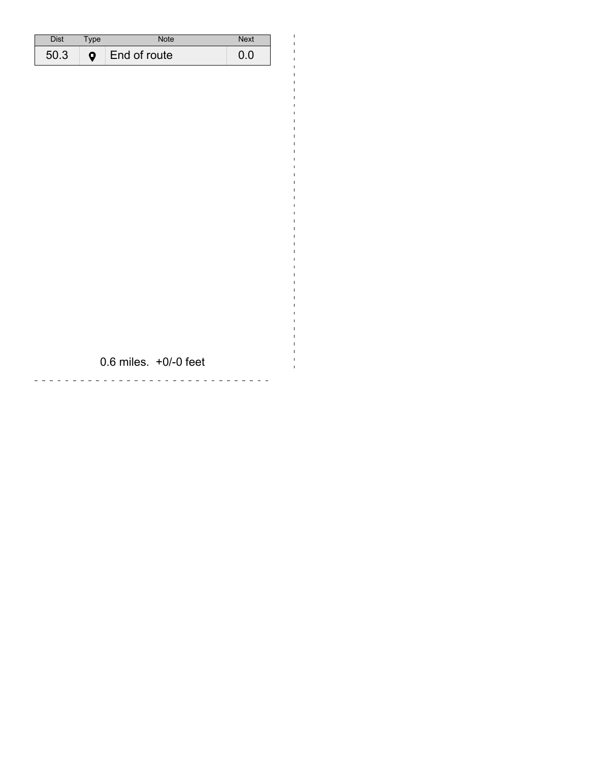| Dist | Type | Note | Next |
|---|---|---|---|
| 50.3 | | End of route | 0.0 |

0.6 miles. +0/-0 feet